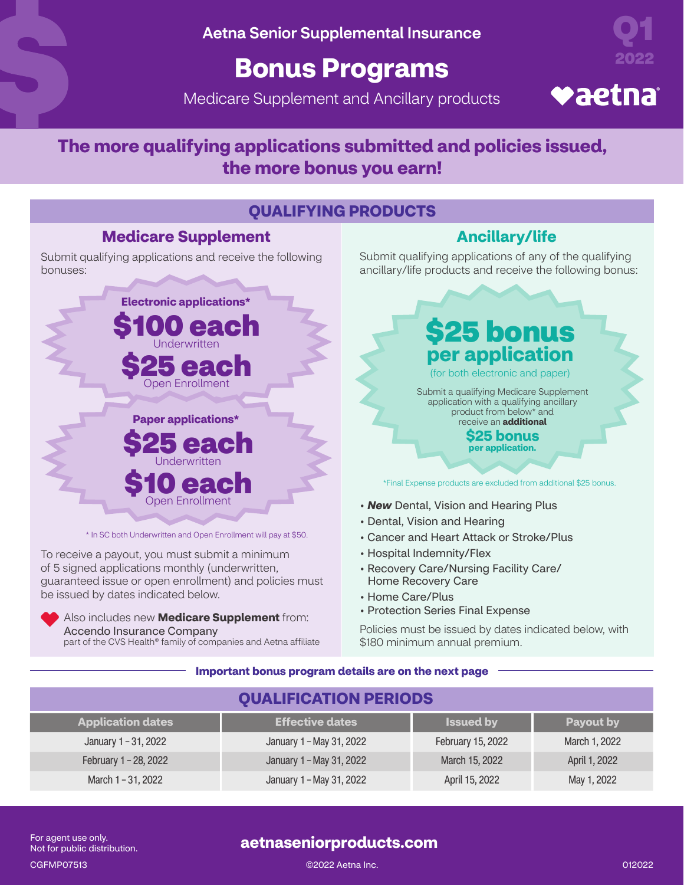Aetna Senior Supplemental Insurance

# Bonus Programs

Medicare Supplement and Ancillary products

Q1 2022

aetna

## The more qualifying applications submitted and policies issued, the more bonus you earn!

## QUALIFYING PRODUCTS

### Medicare Supplement

Submit qualifying applications and receive the following bonuses:

**Electronic applications***

**$100 each**
Underwritten

**$25 each**
Open Enrollment

**Paper applications***

**$25 each**
Underwritten

**$10 each**
Open Enrollment

* In SC both Underwritten and Open Enrollment will pay at $50.

To receive a payout, you must submit a minimum of 5 signed applications monthly (underwritten, guaranteed issue or open enrollment) and policies must be issued by dates indicated below.

Also includes new **Medicare Supplement** from:
Accendo Insurance Company
part of the CVS Health® family of companies and Aetna affiliate

### Ancillary/life

Submit qualifying applications of any of the qualifying ancillary/life products and receive the following bonus:

**$25 bonus per application**
(for both electronic and paper)

Submit a qualifying Medicare Supplement application with a qualifying ancillary product from below* and receive an **additional** **$25 bonus per application.**

*Final Expense products are excluded from additional $25 bonus.

- ***New*** Dental, Vision and Hearing Plus
- Dental, Vision and Hearing
- Cancer and Heart Attack or Stroke/Plus
- Hospital Indemnity/Flex
- Recovery Care/Nursing Facility Care/ Home Recovery Care
- Home Care/Plus
- Protection Series Final Expense

Policies must be issued by dates indicated below, with $180 minimum annual premium.

**Important bonus program details are on the next page**

## QUALIFICATION PERIODS

| Application dates | Effective dates | Issued by | Payout by |
|---|---|---|---|
| January 1 – 31, 2022 | January 1 – May 31, 2022 | February 15, 2022 | March 1, 2022 |
| February 1 – 28, 2022 | January 1 – May 31, 2022 | March 15, 2022 | April 1, 2022 |
| March 1 – 31, 2022 | January 1 – May 31, 2022 | April 15, 2022 | May 1, 2022 |

For agent use only.
Not for public distribution.

**aetnaseniorproducts.com**

CGFMP07513 ©2022 Aetna Inc. 012022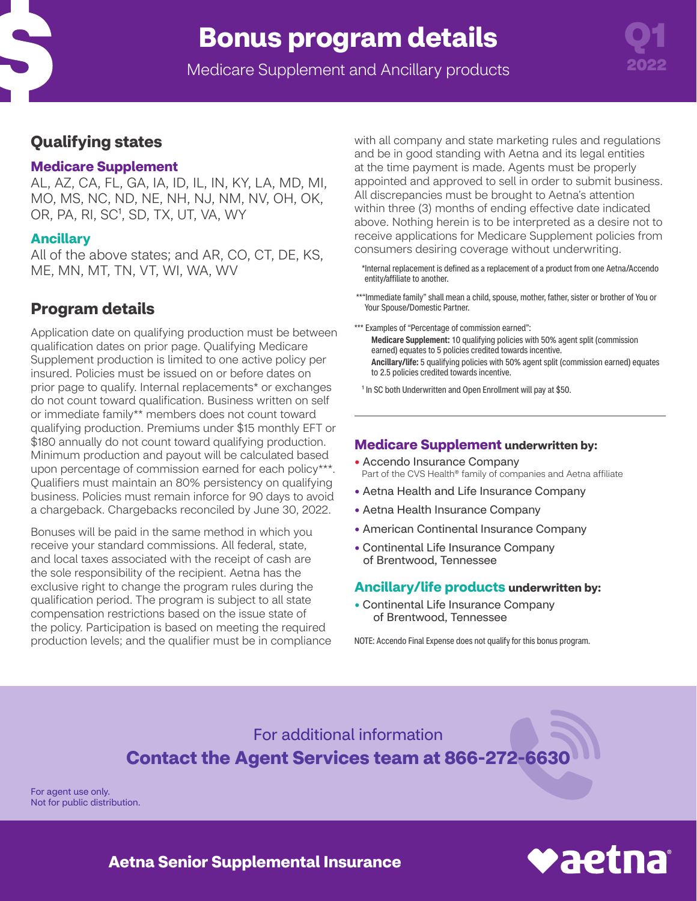# Bonus program details

Medicare Supplement and Ancillary products

Q1 2022

## Qualifying states

### Medicare Supplement

AL, AZ, CA, FL, GA, IA, ID, IL, IN, KY, LA, MD, MI, MO, MS, NC, ND, NE, NH, NJ, NM, NV, OH, OK, OR, PA, RI, SC[1], SD, TX, UT, VA, WY

### Ancillary

All of the above states; and AR, CO, CT, DE, KS, ME, MN, MT, TN, VT, WI, WA, WV

## Program details

Application date on qualifying production must be between qualification dates on prior page. Qualifying Medicare Supplement production is limited to one active policy per insured. Policies must be issued on or before dates on prior page to qualify. Internal replacements* or exchanges do not count toward qualification. Business written on self or immediate family** members does not count toward qualifying production. Premiums under $15 monthly EFT or $180 annually do not count toward qualifying production. Minimum production and payout will be calculated based upon percentage of commission earned for each policy***. Qualifiers must maintain an 80% persistency on qualifying business. Policies must remain inforce for 90 days to avoid a chargeback. Chargebacks reconciled by June 30, 2022.

Bonuses will be paid in the same method in which you receive your standard commissions. All federal, state, and local taxes associated with the receipt of cash are the sole responsibility of the recipient. Aetna has the exclusive right to change the program rules during the qualification period. The program is subject to all state compensation restrictions based on the issue state of the policy. Participation is based on meeting the required production levels; and the qualifier must be in compliance with all company and state marketing rules and regulations and be in good standing with Aetna and its legal entities at the time payment is made. Agents must be properly appointed and approved to sell in order to submit business. All discrepancies must be brought to Aetna's attention within three (3) months of ending effective date indicated above. Nothing herein is to be interpreted as a desire not to receive applications for Medicare Supplement policies from consumers desiring coverage without underwriting.

*Internal replacement is defined as a replacement of a product from one Aetna/Accendo entity/affiliate to another.

**"Immediate family" shall mean a child, spouse, mother, father, sister or brother of You or Your Spouse/Domestic Partner.

*** Examples of "Percentage of commission earned":

**Medicare Supplement:** 10 qualifying policies with 50% agent split (commission earned) equates to 5 policies credited towards incentive.

**Ancillary/life:** 5 qualifying policies with 50% agent split (commission earned) equates to 2.5 policies credited towards incentive.

[1] In SC both Underwritten and Open Enrollment will pay at $50.

---

### Medicare Supplement underwritten by:

- Accendo Insurance Company
  Part of the CVS Health® family of companies and Aetna affiliate
- Aetna Health and Life Insurance Company
- Aetna Health Insurance Company
- American Continental Insurance Company
- Continental Life Insurance Company of Brentwood, Tennessee

### Ancillary/life products underwritten by:

- Continental Life Insurance Company of Brentwood, Tennessee

NOTE: Accendo Final Expense does not qualify for this bonus program.

For additional information

**Contact the Agent Services team at 866-272-6630**

For agent use only.
Not for public distribution.

**Aetna Senior Supplemental Insurance**

aetna®